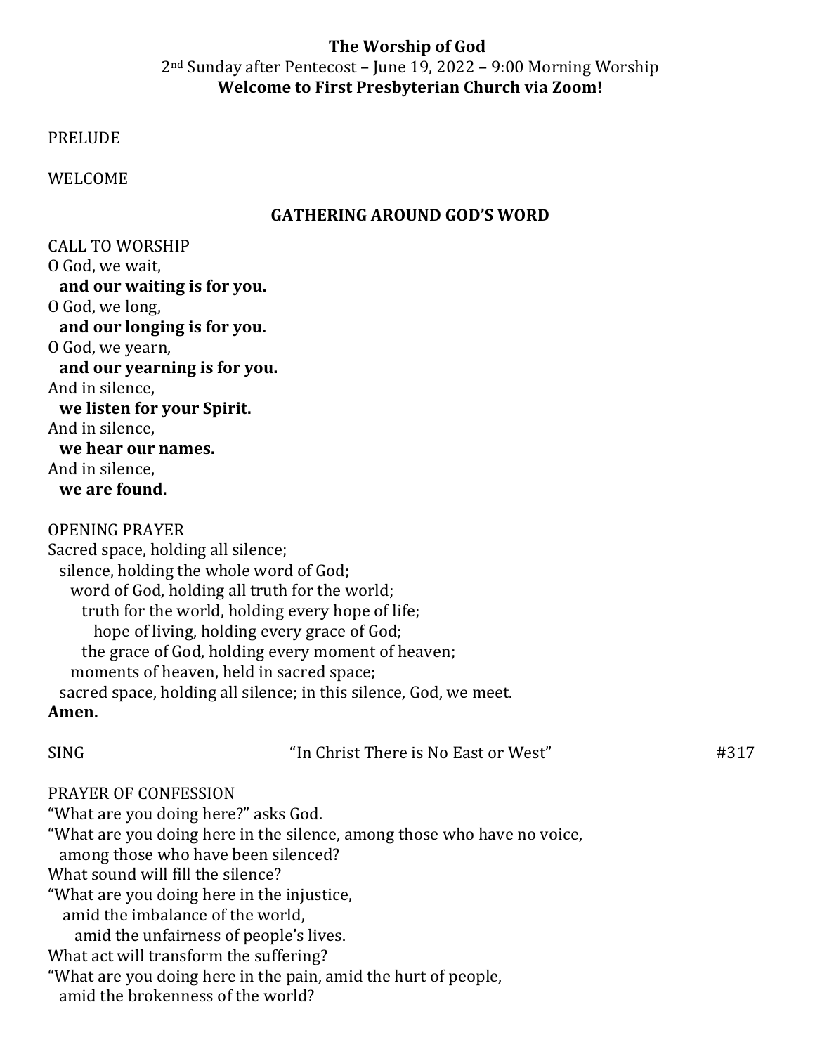**The Worship of God**
2nd Sunday after Pentecost – June 19, 2022 – 9:00 Morning Worship
**Welcome to First Presbyterian Church via Zoom!**

PRELUDE

WELCOME

**GATHERING AROUND GOD'S WORD**

CALL TO WORSHIP
O God, we wait,
**and our waiting is for you.**
O God, we long,
**and our longing is for you.**
O God, we yearn,
**and our yearning is for you.**
And in silence,
**we listen for your Spirit.**
And in silence,
**we hear our names.**
And in silence,
**we are found.**

OPENING PRAYER
Sacred space, holding all silence;
silence, holding the whole word of God;
word of God, holding all truth for the world;
truth for the world, holding every hope of life;
hope of living, holding every grace of God;
the grace of God, holding every moment of heaven;
moments of heaven, held in sacred space;
sacred space, holding all silence; in this silence, God, we meet.
**Amen.**

SING "In Christ There is No East or West" #317

PRAYER OF CONFESSION
"What are you doing here?" asks God.
"What are you doing here in the silence, among those who have no voice,
among those who have been silenced?
What sound will fill the silence?
"What are you doing here in the injustice,
amid the imbalance of the world,
amid the unfairness of people's lives.
What act will transform the suffering?
"What are you doing here in the pain, amid the hurt of people,
amid the brokenness of the world?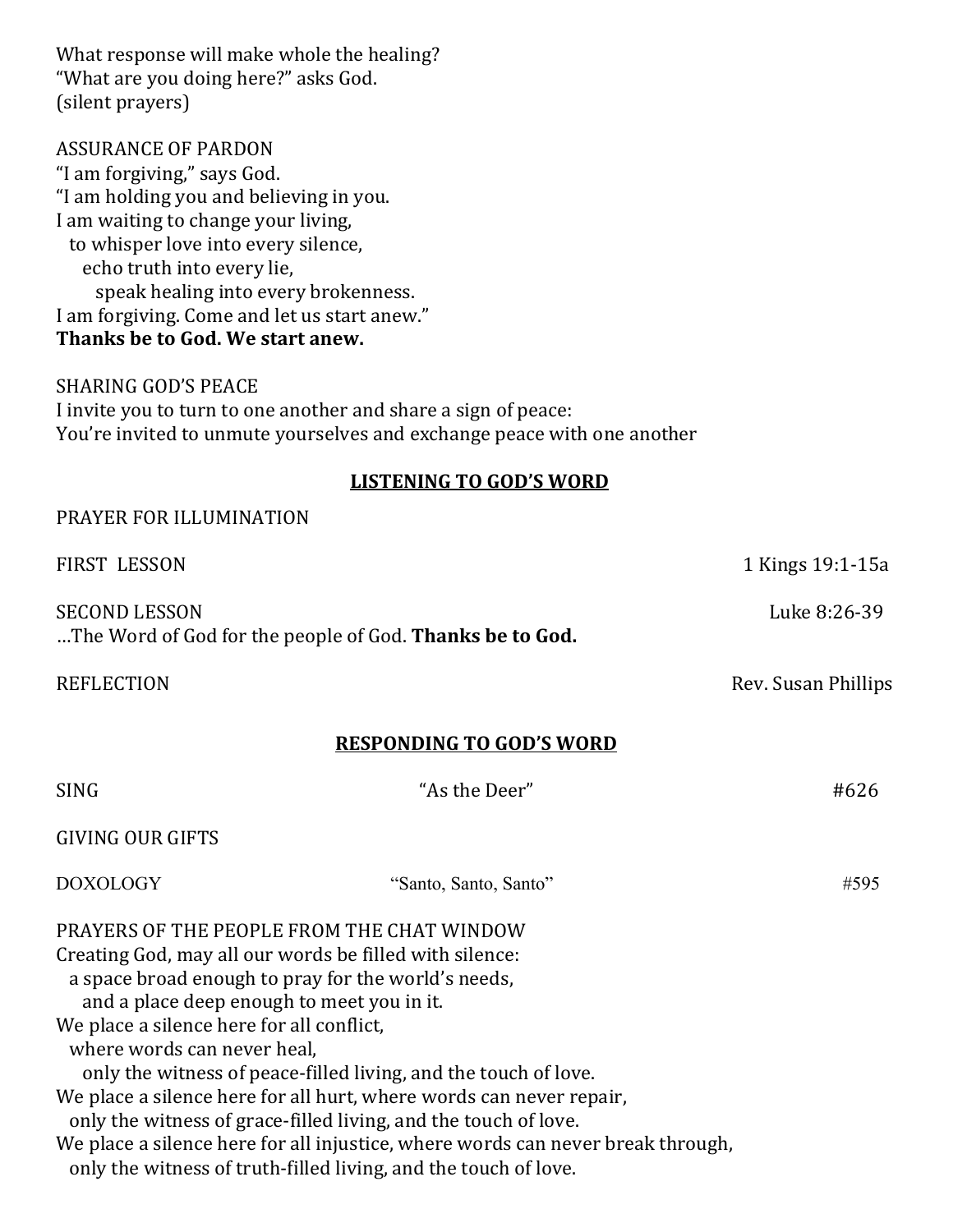What response will make whole the healing?
"What are you doing here?" asks God.
(silent prayers)

ASSURANCE OF PARDON
"I am forgiving," says God.
"I am holding you and believing in you.
I am waiting to change your living,
  to whisper love into every silence,
    echo truth into every lie,
      speak healing into every brokenness.
I am forgiving. Come and let us start anew."
**Thanks be to God. We start anew.**

SHARING GOD'S PEACE
I invite you to turn to one another and share a sign of peace:
You're invited to unmute yourselves and exchange peace with one another

## LISTENING TO GOD'S WORD

PRAYER FOR ILLUMINATION

FIRST LESSON — 1 Kings 19:1-15a

SECOND LESSON — Luke 8:26-39
…The Word of God for the people of God. **Thanks be to God.**

REFLECTION — Rev. Susan Phillips

## RESPONDING TO GOD'S WORD

SING — "As the Deer" — #626

GIVING OUR GIFTS

DOXOLOGY — "Santo, Santo, Santo" — #595

PRAYERS OF THE PEOPLE FROM THE CHAT WINDOW
Creating God, may all our words be filled with silence:
  a space broad enough to pray for the world's needs,
    and a place deep enough to meet you in it.
We place a silence here for all conflict,
  where words can never heal,
    only the witness of peace-filled living, and the touch of love.
We place a silence here for all hurt, where words can never repair,
  only the witness of grace-filled living, and the touch of love.
We place a silence here for all injustice, where words can never break through,
  only the witness of truth-filled living, and the touch of love.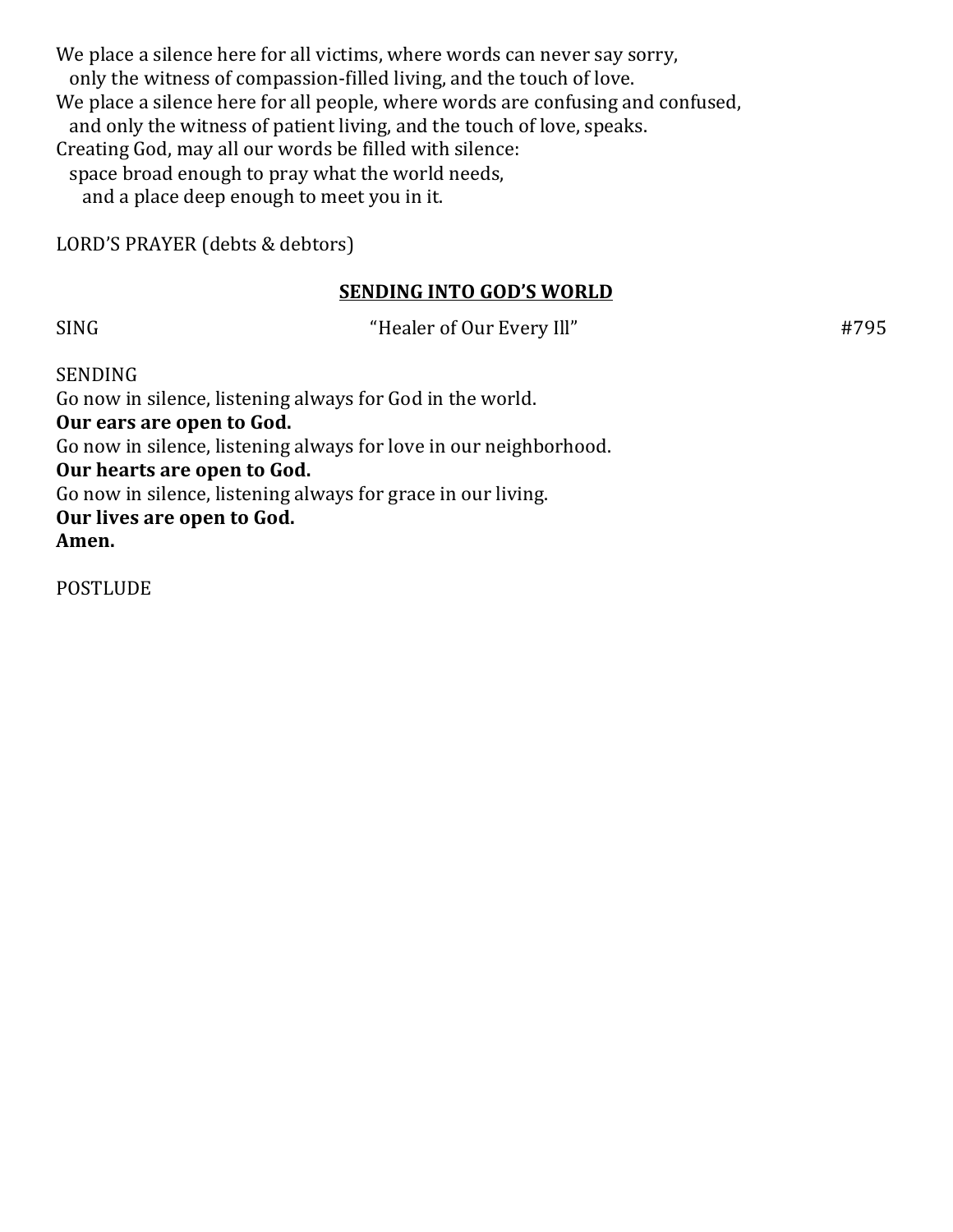We place a silence here for all victims, where words can never say sorry,
  only the witness of compassion-filled living, and the touch of love.
We place a silence here for all people, where words are confusing and confused,
  and only the witness of patient living, and the touch of love, speaks.
Creating God, may all our words be filled with silence:
  space broad enough to pray what the world needs,
    and a place deep enough to meet you in it.

LORD'S PRAYER (debts & debtors)

## SENDING INTO GOD'S WORLD

SING "Healer of Our Every Ill" #795

SENDING
Go now in silence, listening always for God in the world.
**Our ears are open to God.**
Go now in silence, listening always for love in our neighborhood.
**Our hearts are open to God.**
Go now in silence, listening always for grace in our living.
**Our lives are open to God.**
**Amen.**

POSTLUDE